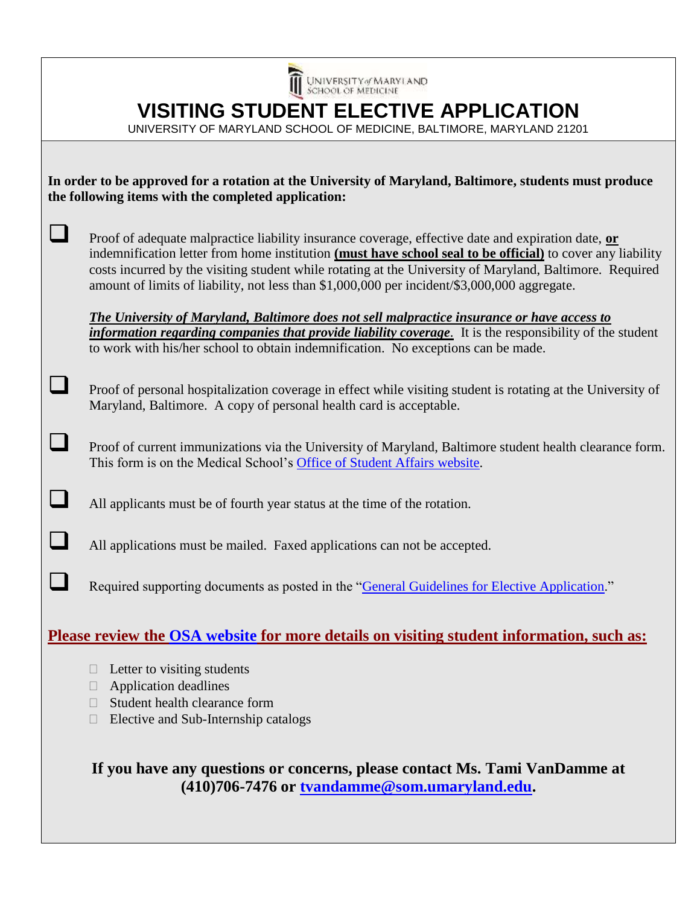UNIVERSITY of MARYLAND SCHOOL OF MEDICINE

# VISITING STUDENT ELECTIVE APPLICATION

UNIVERSITY OF MARYLAND SCHOOL OF MEDICINE, BALTIMORE, MARYLAND 21201

**In order to be approved for a rotation at the University of Maryland, Baltimore, students must produce the following items with the completed application:**

- ☐ Proof of adequate malpractice liability insurance coverage, effective date and expiration date, **or** indemnification letter from home institution **(must have school seal to be official)** to cover any liability costs incurred by the visiting student while rotating at the University of Maryland, Baltimore. Required amount of limits of liability, not less than $1,000,000 per incident/$3,000,000 aggregate.

  ***The University of Maryland, Baltimore does not sell malpractice insurance or have access to information regarding companies that provide liability coverage***. It is the responsibility of the student to work with his/her school to obtain indemnification. No exceptions can be made.

- ☐ Proof of personal hospitalization coverage in effect while visiting student is rotating at the University of Maryland, Baltimore. A copy of personal health card is acceptable.

- ☐ Proof of current immunizations via the University of Maryland, Baltimore student health clearance form. This form is on the Medical School's Office of Student Affairs website.

- ☐ All applicants must be of fourth year status at the time of the rotation.

- ☐ All applications must be mailed. Faxed applications can not be accepted.

- ☐ Required supporting documents as posted in the "General Guidelines for Elective Application."

**Please review the OSA website for more details on visiting student information, such as:**

- Letter to visiting students
- Application deadlines
- Student health clearance form
- Elective and Sub-Internship catalogs

**If you have any questions or concerns, please contact Ms. Tami VanDamme at (410)706-7476 or tvandamme@som.umaryland.edu.**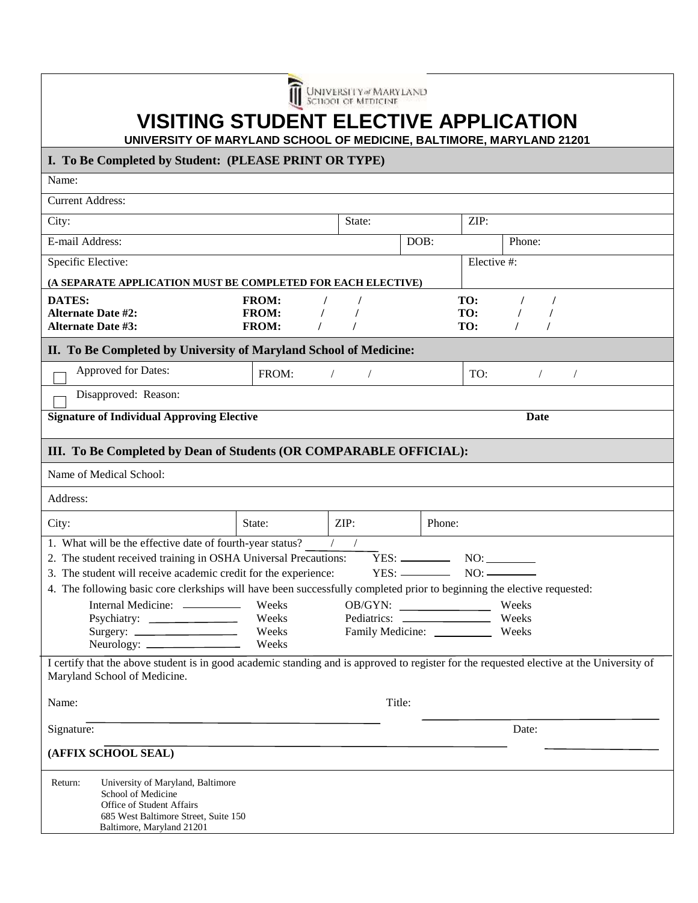UNIVERSITY of MARYLAND SCHOOL OF MEDICINE

# VISITING STUDENT ELECTIVE APPLICATION

**UNIVERSITY OF MARYLAND SCHOOL OF MEDICINE, BALTIMORE, MARYLAND 21201**

## I. To Be Completed by Student: (PLEASE PRINT OR TYPE)

Name:

Current Address:

| | | |
|---|---|---|
| City: | State: | ZIP: |

| | | |
|---|---|---|
| E-mail Address: | DOB: | Phone: |

| | |
|---|---|
| Specific Elective: **(A SEPARATE APPLICATION MUST BE COMPLETED FOR EACH ELECTIVE)** | Elective #: |

| | | |
|---|---|---|
| **DATES:** | **FROM: / /** | **TO: / /** |
| **Alternate Date #2:** | **FROM: / /** | **TO: / /** |
| **Alternate Date #3:** | **FROM: / /** | **TO: / /** |

## II. To Be Completed by University of Maryland School of Medicine:

| | | |
|---|---|---|
| ☐ Approved for Dates: | FROM: / / | TO: / / |

☐ Disapproved: Reason:

**Signature of Individual Approving Elective** **Date**

## III. To Be Completed by Dean of Students (OR COMPARABLE OFFICIAL):

Name of Medical School:

Address:

| | | | |
|---|---|---|---|
| City: | State: | ZIP: | Phone: |

1. What will be the effective date of fourth-year status? ____ / ____ / ____
2. The student received training in OSHA Universal Precautions: YES: ________ NO: ________
3. The student will receive academic credit for the experience: YES: ________ NO: ________
4. The following basic core clerkships will have been successfully completed prior to beginning the elective requested:

| | | | |
|---|---|---|---|
| Internal Medicine: ________ | Weeks | OB/GYN: ________ | Weeks |
| Psychiatry: ________ | Weeks | Pediatrics: ________ | Weeks |
| Surgery: ________ | Weeks | Family Medicine: ________ | Weeks |
| Neurology: ________ | Weeks | | |

I certify that the above student is in good academic standing and is approved to register for the requested elective at the University of Maryland School of Medicine.

Name: ______________________________ Title: ______________________________

Signature: ______________________________ Date: ______________

**(AFFIX SCHOOL SEAL)**

Return: University of Maryland, Baltimore
School of Medicine
Office of Student Affairs
685 West Baltimore Street, Suite 150
Baltimore, Maryland 21201